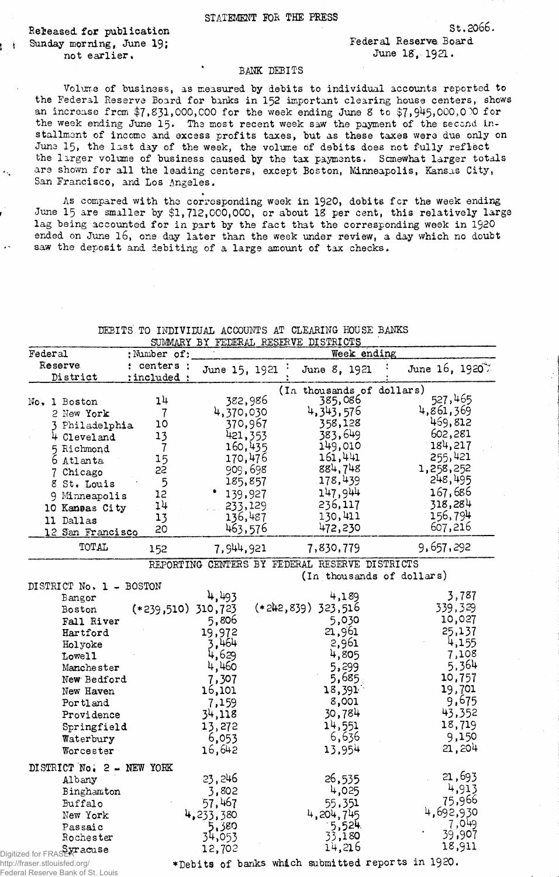STATEMENT FOR THE PRESS

Released for publication
Sunday morning, June 19;
not earlier.

St.2066.
Federal Reserve Board
June 18, 1921.

## BANK DEBITS

Volume of business, as measured by debits to individual accounts reported to the Federal Reserve Board for banks in 152 important clearing house centers, shows an increase from $7,831,000,000 for the week ending June 8 to $7,945,000,000 for the week ending June 15. The most recent week saw the payment of the second installment of income and excess profits taxes, but as these taxes were due only on June 15, the last day of the week, the volume of debits does not fully reflect the larger volume of business caused by the tax payments. Somewhat larger totals are shown for all the leading centers, except Boston, Minneapolis, Kansas City, San Francisco, and Los Angeles.

As compared with the corresponding week in 1920, debits for the week ending June 15 are smaller by $1,712,000,000, or about 18 per cent, this relatively large lag being accounted for in part by the fact that the corresponding week in 1920 ended on June 16, one day later than the week under review, a day which no doubt saw the deposit and debiting of a large amount of tax checks.

### DEBITS TO INDIVIDUAL ACCOUNTS AT CLEARING HOUSE BANKS
### SUMMARY BY FEDERAL RESERVE DISTRICTS

| Federal Reserve District | Number of centers included | Week ending June 15, 1921 | June 8, 1921 | June 16, 1920 |
|---|---|---|---|---|
| | | (In thousands of dollars) | | |
| No. 1 Boston | 14 | 382,986 | 385,086 | 527,465 |
| 2 New York | 7 | 4,370,030 | 4,343,576 | 4,861,369 |
| 3 Philadelphia | 10 | 370,967 | 358,128 | 469,812 |
| 4 Cleveland | 13 | 421,353 | 383,649 | 602,281 |
| 5 Richmond | 7 | 160,435 | 149,010 | 184,217 |
| 6 Atlanta | 15 | 170,476 | 161,441 | 255,421 |
| 7 Chicago | 22 | 909,698 | 884,748 | 1,258,252 |
| 8 St. Louis | 5 | 185,857 | 178,439 | 248,495 |
| 9 Minneapolis | 12 | 139,927 | 147,944 | 167,686 |
| 10 Kansas City | 14 | 233,129 | 236,117 | 318,284 |
| 11 Dallas | 13 | 136,487 | 130,411 | 156,794 |
| 12 San Francisco | 20 | 463,576 | 472,230 | 607,216 |
| TOTAL | 152 | 7,944,921 | 7,830,779 | 9,657,292 |

### REPORTING CENTERS BY FEDERAL RESERVE DISTRICTS

| | June 15, 1921 | June 8, 1921 | June 16, 1920 |
|---|---|---|---|
| | (In thousands of dollars) | | |
| **DISTRICT No. 1 - BOSTON** | | | |
| Bangor | 4,493 | 4,189 | 3,787 |
| Boston | (*239,510) 310,723 | (*242,839) 323,516 | 339,329 |
| Fall River | 5,806 | 5,030 | 10,027 |
| Hartford | 19,972 | 21,961 | 25,137 |
| Holyoke | 3,464 | 2,961 | 4,155 |
| Lowell | 4,629 | 4,805 | 7,108 |
| Manchester | 4,460 | 5,299 | 5,364 |
| New Bedford | 7,307 | 5,685 | 10,757 |
| New Haven | 16,101 | 18,391 | 19,701 |
| Portland | 7,159 | 8,001 | 9,675 |
| Providence | 34,118 | 30,784 | 43,352 |
| Springfield | 13,272 | 14,551 | 18,719 |
| Waterbury | 6,053 | 6,636 | 9,150 |
| Worcester | 16,642 | 13,954 | 21,204 |
| **DISTRICT No. 2 - NEW YORK** | | | |
| Albany | 23,246 | 26,535 | 21,693 |
| Binghamton | 3,802 | 4,025 | 4,913 |
| Buffalo | 57,467 | 55,351 | 75,966 |
| New York | 4,233,380 | 4,204,745 | 4,692,930 |
| Passaic | 5,380 | 5,524 | 7,049 |
| Rochester | 34,053 | 33,180 | 39,907 |
| Syracuse | 12,702 | 14,216 | 18,911 |

*Debits of banks which submitted reports in 1920.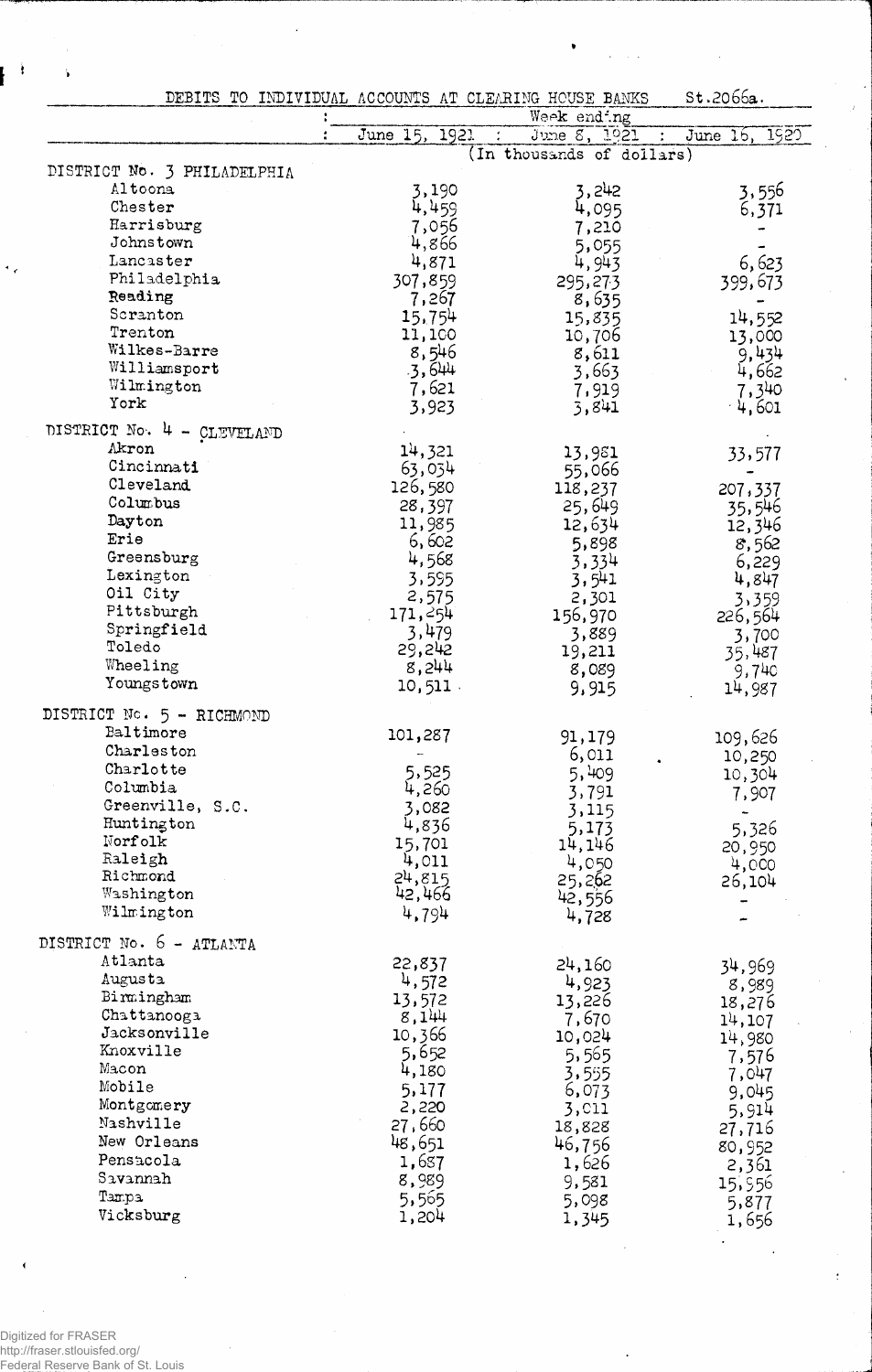DEBITS TO INDIVIDUAL ACCOUNTS AT CLEARING HOUSE BANKS St.2066a.

| | Week ending | | |
|---|---|---|---|
| | June 15, 1921 | June 8, 1921 | June 16, 1920 |
| | (In thousands of dollars) | | |
| **DISTRICT No. 3 PHILADELPHIA** | | | |
| Altoona | 3,190 | 3,242 | 3,556 |
| Chester | 4,459 | 4,095 | 6,371 |
| Harrisburg | 7,056 | 7,210 | - |
| Johnstown | 4,866 | 5,055 | - |
| Lancaster | 4,871 | 4,943 | 6,623 |
| Philadelphia | 307,859 | 295,273 | 399,673 |
| Reading | 7,267 | 8,635 | - |
| Scranton | 15,754 | 15,835 | 14,552 |
| Trenton | 11,100 | 10,706 | 13,000 |
| Wilkes-Barre | 8,546 | 8,611 | 9,434 |
| Williamsport | 3,644 | 3,663 | 4,662 |
| Wilmington | 7,621 | 7,919 | 7,340 |
| York | 3,923 | 3,841 | 4,601 |
| **DISTRICT No. 4 - CLEVELAND** | | | |
| Akron | 14,321 | 13,981 | 33,577 |
| Cincinnati | 63,034 | 55,066 | - |
| Cleveland | 126,580 | 118,237 | 207,337 |
| Columbus | 28,397 | 25,649 | 35,546 |
| Dayton | 11,985 | 12,634 | 12,346 |
| Erie | 6,602 | 5,898 | 8,562 |
| Greensburg | 4,568 | 3,334 | 6,229 |
| Lexington | 3,595 | 3,541 | 4,847 |
| Oil City | 2,575 | 2,301 | 3,359 |
| Pittsburgh | 171,254 | 156,970 | 226,564 |
| Springfield | 3,479 | 3,889 | 3,700 |
| Toledo | 29,242 | 19,211 | 35,487 |
| Wheeling | 8,244 | 8,089 | 9,740 |
| Youngstown | 10,511 | 9,915 | 14,987 |
| **DISTRICT No. 5 - RICHMOND** | | | |
| Baltimore | 101,287 | 91,179 | 109,626 |
| Charleston | - | 6,011 | 10,250 |
| Charlotte | 5,525 | 5,409 | 10,304 |
| Columbia | 4,260 | 3,791 | 7,907 |
| Greenville, S.C. | 3,082 | 3,115 | - |
| Huntington | 4,836 | 5,173 | 5,326 |
| Norfolk | 15,701 | 14,146 | 20,950 |
| Raleigh | 4,011 | 4,050 | 4,000 |
| Richmond | 24,815 | 25,262 | 26,104 |
| Washington | 42,466 | 42,556 | - |
| Wilmington | 4,794 | 4,728 | - |
| **DISTRICT No. 6 - ATLANTA** | | | |
| Atlanta | 22,837 | 24,160 | 34,969 |
| Augusta | 4,572 | 4,923 | 8,989 |
| Birmingham | 13,572 | 13,226 | 18,276 |
| Chattanooga | 8,144 | 7,670 | 14,107 |
| Jacksonville | 10,366 | 10,024 | 14,980 |
| Knoxville | 5,652 | 5,565 | 7,576 |
| Macon | 4,180 | 3,555 | 7,047 |
| Mobile | 5,177 | 6,073 | 9,045 |
| Montgomery | 2,220 | 3,011 | 5,914 |
| Nashville | 27,660 | 18,828 | 27,716 |
| New Orleans | 48,651 | 46,756 | 80,952 |
| Pensacola | 1,687 | 1,626 | 2,361 |
| Savannah | 8,989 | 9,581 | 15,956 |
| Tampa | 5,565 | 5,098 | 5,877 |
| Vicksburg | 1,204 | 1,345 | 1,656 |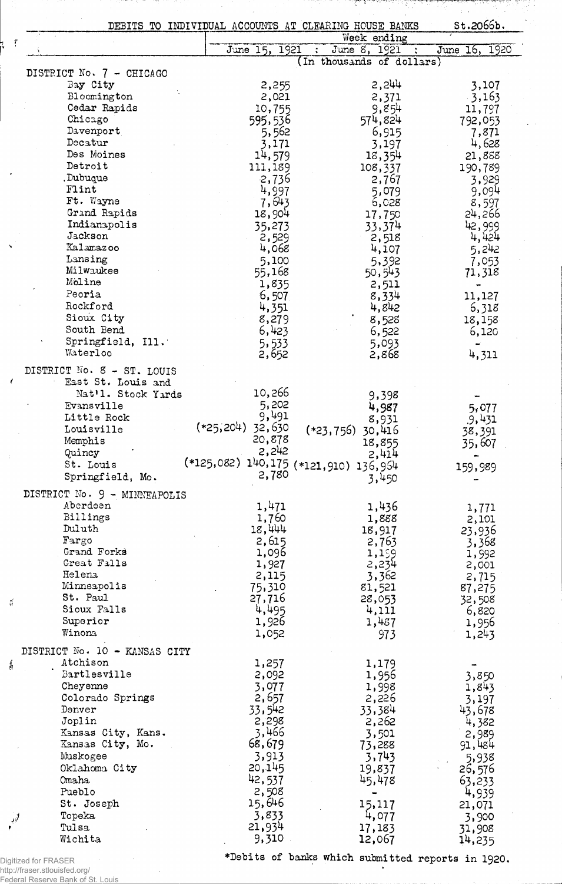DEBITS TO INDIVIDUAL ACCOUNTS AT CLEARING HOUSE BANKS St.2066b.

| | Week ending | | |
|---|---|---|---|
| | June 15, 1921 | June 8, 1921 | June 16, 1920 |
| | (In thousands of dollars) | | |
| **DISTRICT No. 7 - CHICAGO** | | | |
| Bay City | 2,255 | 2,244 | 3,107 |
| Bloomington | 2,021 | 2,371 | 3,163 |
| Cedar Rapids | 10,755 | 9,854 | 11,797 |
| Chicago | 595,536 | 574,824 | 792,053 |
| Davenport | 5,562 | 6,915 | 7,871 |
| Decatur | 3,171 | 3,197 | 4,628 |
| Des Moines | 14,579 | 18,354 | 21,888 |
| Detroit | 111,189 | 108,337 | 190,789 |
| Dubuque | 2,736 | 2,767 | 3,929 |
| Flint | 4,997 | 5,079 | 9,094 |
| Ft. Wayne | 7,643 | 6,028 | 8,597 |
| Grand Rapids | 18,904 | 17,750 | 24,266 |
| Indianapolis | 35,273 | 33,374 | 42,999 |
| Jackson | 2,529 | 2,518 | 4,424 |
| Kalamazoo | 4,068 | 4,107 | 5,242 |
| Lansing | 5,100 | 5,392 | 7,053 |
| Milwaukee | 55,168 | 50,543 | 71,318 |
| Moline | 1,835 | 2,511 | - |
| Peoria | 6,507 | 8,334 | 11,127 |
| Rockford | 4,351 | 4,842 | 6,318 |
| Sioux City | 8,279 | 8,528 | 18,158 |
| South Bend | 6,423 | 6,522 | 6,120 |
| Springfield, Ill. | 5,533 | 5,093 | - |
| Waterloo | 2,652 | 2,868 | 4,311 |
| **DISTRICT No. 8 - ST. LOUIS** | | | |
| East St. Louis and Nat'l. Stock Yards | 10,266 | 9,398 | - |
| Evansville | 5,202 | 4,987 | 5,077 |
| Little Rock | 9,491 | 8,931 | 9,431 |
| Louisville | (*25,204) 32,630 | (*23,756) 30,416 | 38,391 |
| Memphis | 20,878 | 18,855 | 35,607 |
| Quincy | 2,242 | 2,414 | - |
| St. Louis | (*125,082) 140,175 | (*121,910) 136,954 | 159,989 |
| Springfield, Mo. | 2,780 | 3,450 | - |
| **DISTRICT No. 9 - MINNEAPOLIS** | | | |
| Aberdeen | 1,471 | 1,436 | 1,771 |
| Billings | 1,760 | 1,888 | 2,101 |
| Duluth | 18,444 | 18,917 | 23,936 |
| Fargo | 2,615 | 2,763 | 3,368 |
| Grand Forks | 1,096 | 1,159 | 1,992 |
| Great Falls | 1,927 | 2,234 | 2,001 |
| Helena | 2,115 | 3,362 | 2,715 |
| Minneapolis | 75,310 | 81,521 | 87,275 |
| St. Paul | 27,716 | 28,053 | 32,508 |
| Sioux Falls | 4,495 | 4,111 | 6,820 |
| Superior | 1,926 | 1,487 | 1,956 |
| Winona | 1,052 | 973 | 1,243 |
| **DISTRICT No. 10 - KANSAS CITY** | | | |
| Atchison | 1,257 | 1,179 | - |
| Bartlesville | 2,092 | 1,956 | 3,850 |
| Cheyenne | 3,077 | 1,998 | 1,843 |
| Colorado Springs | 2,657 | 2,226 | 3,197 |
| Denver | 33,542 | 33,384 | 43,678 |
| Joplin | 2,298 | 2,262 | 4,382 |
| Kansas City, Kans. | 3,466 | 3,501 | 2,989 |
| Kansas City, Mo. | 68,679 | 73,288 | 91,484 |
| Muskogee | 3,913 | 3,743 | 5,938 |
| Oklahoma City | 20,145 | 19,837 | 26,576 |
| Omaha | 42,537 | 45,478 | 63,233 |
| Pueblo | 2,508 | - | 4,939 |
| St. Joseph | 15,646 | 15,117 | 21,071 |
| Topeka | 3,833 | 4,077 | 3,900 |
| Tulsa | 21,934 | 17,183 | 31,908 |
| Wichita | 9,310 | 12,067 | 14,235 |

*Debits of banks which submitted reports in 1920.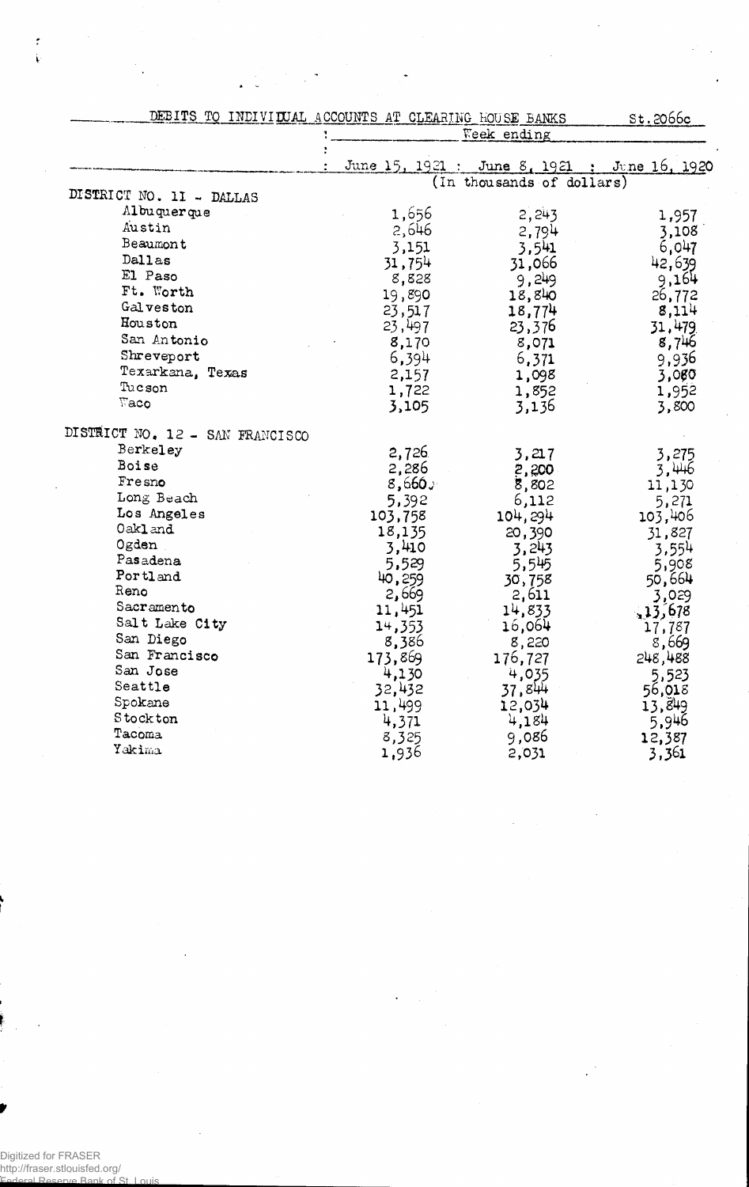DEBITS TO INDIVIDUAL ACCOUNTS AT CLEARING HOUSE BANKS St.2066c

| | Week ending | | |
|---|---|---|---|
| | June 15, 1921 | June 8, 1921 | June 16, 1920 |
| | (In thousands of dollars) | | |
| **DISTRICT NO. 11 - DALLAS** | | | |
| Albuquerque | 1,656 | 2,243 | 1,957 |
| Austin | 2,646 | 2,794 | 3,108 |
| Beaumont | 3,151 | 3,541 | 6,047 |
| Dallas | 31,754 | 31,066 | 42,639 |
| El Paso | 8,828 | 9,249 | 9,164 |
| Ft. Worth | 19,890 | 18,840 | 26,772 |
| Galveston | 23,517 | 18,774 | 8,114 |
| Houston | 23,497 | 23,376 | 31,479 |
| San Antonio | 8,170 | 8,071 | 8,746 |
| Shreveport | 6,394 | 6,371 | 9,936 |
| Texarkana, Texas | 2,157 | 1,098 | 3,080 |
| Tucson | 1,722 | 1,852 | 1,952 |
| Waco | 3,105 | 3,136 | 3,800 |
| **DISTRICT NO. 12 - SAN FRANCISCO** | | | |
| Berkeley | 2,726 | 3,217 | 3,275 |
| Boise | 2,286 | 2,200 | 3,446 |
| Fresno | 8,660 | 8,802 | 11,130 |
| Long Beach | 5,392 | 6,112 | 5,271 |
| Los Angeles | 103,758 | 104,294 | 103,406 |
| Oakland | 18,135 | 20,390 | 31,827 |
| Ogden | 3,410 | 3,243 | 3,554 |
| Pasadena | 5,529 | 5,545 | 5,908 |
| Portland | 40,259 | 30,758 | 50,664 |
| Reno | 2,669 | 2,611 | 3,029 |
| Sacramento | 11,451 | 14,833 | 13,678 |
| Salt Lake City | 14,353 | 16,064 | 17,787 |
| San Diego | 8,386 | 8,220 | 8,669 |
| San Francisco | 173,869 | 176,727 | 248,488 |
| San Jose | 4,130 | 4,035 | 5,523 |
| Seattle | 32,432 | 37,844 | 56,018 |
| Spokane | 11,499 | 12,034 | 13,849 |
| Stockton | 4,371 | 4,184 | 5,946 |
| Tacoma | 8,325 | 9,086 | 12,387 |
| Yakima | 1,936 | 2,031 | 3,361 |